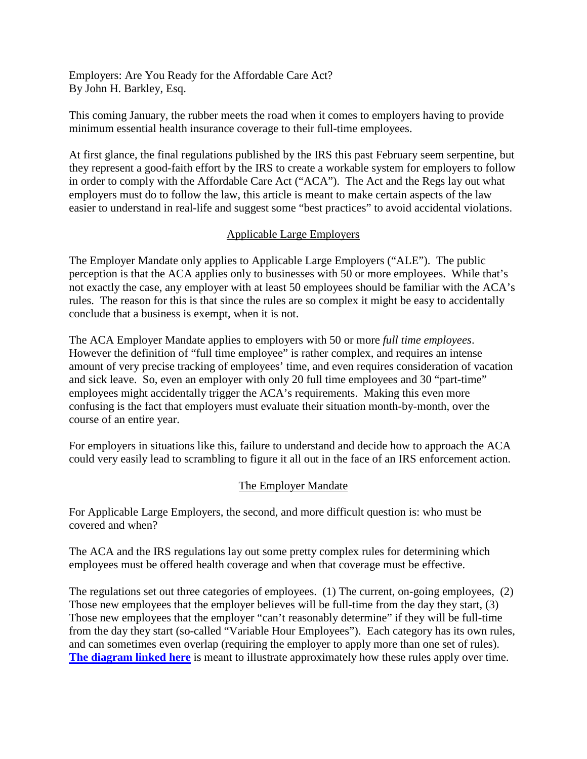Employers: Are You Ready for the Affordable Care Act?
By John H. Barkley, Esq.

This coming January, the rubber meets the road when it comes to employers having to provide minimum essential health insurance coverage to their full-time employees.

At first glance, the final regulations published by the IRS this past February seem serpentine, but they represent a good-faith effort by the IRS to create a workable system for employers to follow in order to comply with the Affordable Care Act ("ACA"). The Act and the Regs lay out what employers must do to follow the law, this article is meant to make certain aspects of the law easier to understand in real-life and suggest some "best practices" to avoid accidental violations.

## Applicable Large Employers

The Employer Mandate only applies to Applicable Large Employers ("ALE"). The public perception is that the ACA applies only to businesses with 50 or more employees. While that's not exactly the case, any employer with at least 50 employees should be familiar with the ACA's rules. The reason for this is that since the rules are so complex it might be easy to accidentally conclude that a business is exempt, when it is not.

The ACA Employer Mandate applies to employers with 50 or more *full time employees*. However the definition of "full time employee" is rather complex, and requires an intense amount of very precise tracking of employees' time, and even requires consideration of vacation and sick leave. So, even an employer with only 20 full time employees and 30 "part-time" employees might accidentally trigger the ACA's requirements. Making this even more confusing is the fact that employers must evaluate their situation month-by-month, over the course of an entire year.

For employers in situations like this, failure to understand and decide how to approach the ACA could very easily lead to scrambling to figure it all out in the face of an IRS enforcement action.

## The Employer Mandate

For Applicable Large Employers, the second, and more difficult question is: who must be covered and when?

The ACA and the IRS regulations lay out some pretty complex rules for determining which employees must be offered health coverage and when that coverage must be effective.

The regulations set out three categories of employees. (1) The current, on-going employees, (2) Those new employees that the employer believes will be full-time from the day they start, (3) Those new employees that the employer "can't reasonably determine" if they will be full-time from the day they start (so-called "Variable Hour Employees"). Each category has its own rules, and can sometimes even overlap (requiring the employer to apply more than one set of rules). **The diagram linked here** is meant to illustrate approximately how these rules apply over time.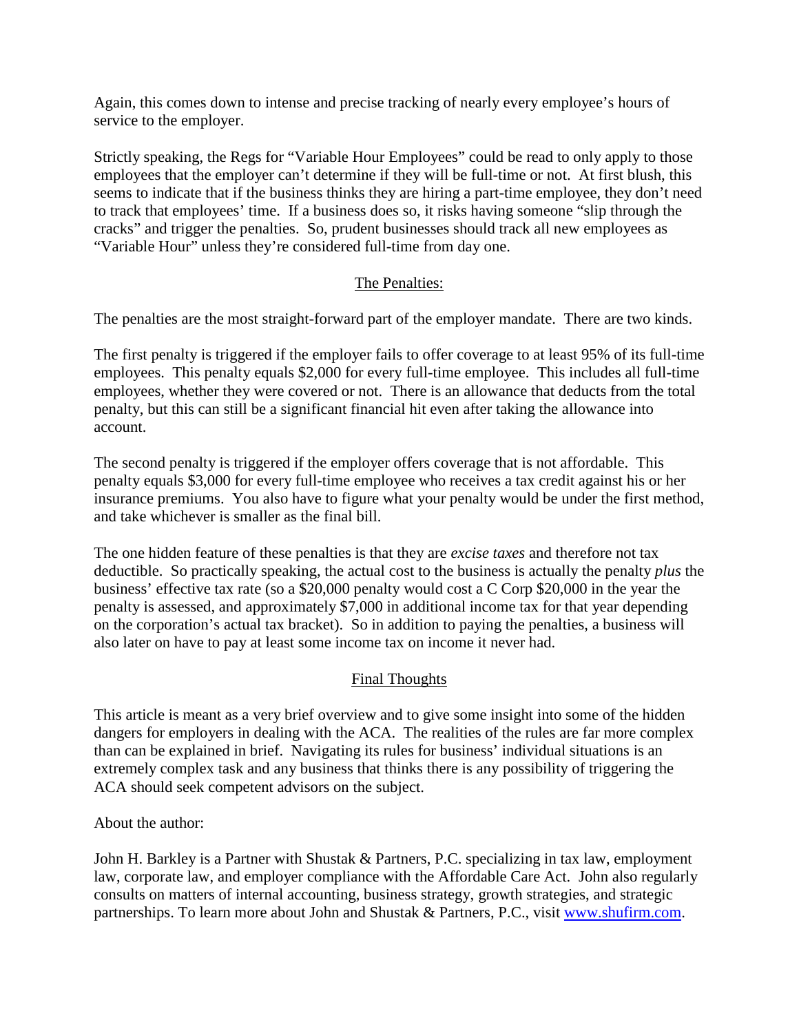Again, this comes down to intense and precise tracking of nearly every employee's hours of service to the employer.

Strictly speaking, the Regs for "Variable Hour Employees" could be read to only apply to those employees that the employer can't determine if they will be full-time or not. At first blush, this seems to indicate that if the business thinks they are hiring a part-time employee, they don't need to track that employees' time. If a business does so, it risks having someone "slip through the cracks" and trigger the penalties. So, prudent businesses should track all new employees as "Variable Hour" unless they're considered full-time from day one.

## The Penalties:

The penalties are the most straight-forward part of the employer mandate. There are two kinds.

The first penalty is triggered if the employer fails to offer coverage to at least 95% of its full-time employees. This penalty equals $2,000 for every full-time employee. This includes all full-time employees, whether they were covered or not. There is an allowance that deducts from the total penalty, but this can still be a significant financial hit even after taking the allowance into account.

The second penalty is triggered if the employer offers coverage that is not affordable. This penalty equals $3,000 for every full-time employee who receives a tax credit against his or her insurance premiums. You also have to figure what your penalty would be under the first method, and take whichever is smaller as the final bill.

The one hidden feature of these penalties is that they are *excise taxes* and therefore not tax deductible. So practically speaking, the actual cost to the business is actually the penalty *plus* the business' effective tax rate (so a $20,000 penalty would cost a C Corp $20,000 in the year the penalty is assessed, and approximately $7,000 in additional income tax for that year depending on the corporation's actual tax bracket). So in addition to paying the penalties, a business will also later on have to pay at least some income tax on income it never had.

## Final Thoughts

This article is meant as a very brief overview and to give some insight into some of the hidden dangers for employers in dealing with the ACA. The realities of the rules are far more complex than can be explained in brief. Navigating its rules for business' individual situations is an extremely complex task and any business that thinks there is any possibility of triggering the ACA should seek competent advisors on the subject.

About the author:

John H. Barkley is a Partner with Shustak & Partners, P.C. specializing in tax law, employment law, corporate law, and employer compliance with the Affordable Care Act. John also regularly consults on matters of internal accounting, business strategy, growth strategies, and strategic partnerships. To learn more about John and Shustak & Partners, P.C., visit [www.shufirm.com](http://www.shufirm.com).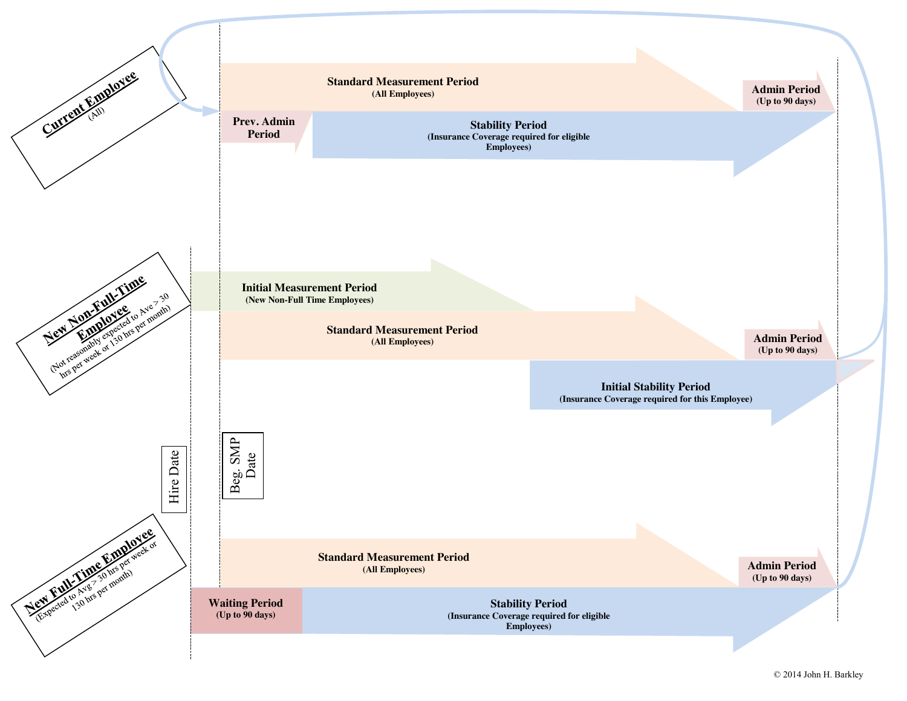**Current Employee**
(All)

Standard Measurement Period
(All Employees)

Admin Period
(Up to 90 days)

Prev. Admin Period

Stability Period
(Insurance Coverage required for eligible Employees)

**New Non-Full-Time Employee**
(Not reasonably expected to Ave > 30 hrs per week or 130 hrs per month)

Initial Measurement Period
(New Non-Full Time Employees)

Standard Measurement Period
(All Employees)

Admin Period
(Up to 90 days)

Initial Stability Period
(Insurance Coverage required for this Employee)

Hire Date

Beg. SMP Date

**New Full-Time Employee**
(Expected to Avg > 30 hrs per week or 130 hrs per month)

Standard Measurement Period
(All Employees)

Admin Period
(Up to 90 days)

Waiting Period
(Up to 90 days)

Stability Period
(Insurance Coverage required for eligible Employees)

© 2014 John H. Barkley